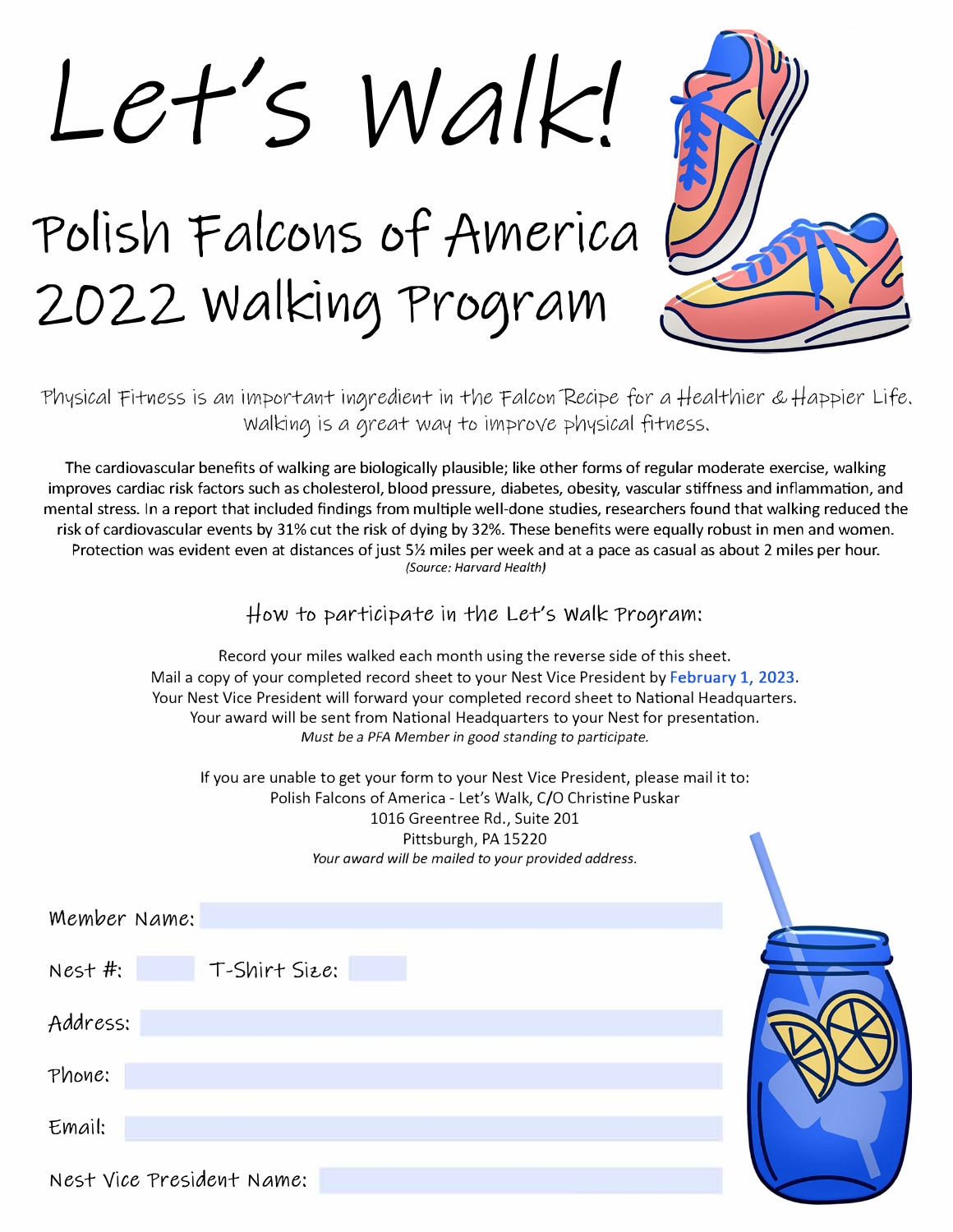# Let's Walk!

## Polish Falcons of America 2022 Walking Program

Physical Fitness is an important ingredient in the Falcon Recipe for a Healthier & Happier Life. Walking is a great way to improve physical fitness.

The cardiovascular benefits of walking are biologically plausible; like other forms of regular moderate exercise, walking improves cardiac risk factors such as cholesterol, blood pressure, diabetes, obesity, vascular stiffness and inflammation, and mental stress. In a report that included findings from multiple well-done studies, researchers found that walking reduced the risk of cardiovascular events by 31% cut the risk of dying by 32%. These benefits were equally robust in men and women. Protection was evident even at distances of just 5½ miles per week and at a pace as casual as about 2 miles per hour.
*(Source: Harvard Health)*

### How to participate in the Let's Walk Program:

Record your miles walked each month using the reverse side of this sheet.
Mail a copy of your completed record sheet to your Nest Vice President by **February 1, 2023**.
Your Nest Vice President will forward your completed record sheet to National Headquarters.
Your award will be sent from National Headquarters to your Nest for presentation.
*Must be a PFA Member in good standing to participate.*

If you are unable to get your form to your Nest Vice President, please mail it to:
Polish Falcons of America - Let's Walk, C/O Christine Puskar
1016 Greentree Rd., Suite 201
Pittsburgh, PA 15220
*Your award will be mailed to your provided address.*

Member Name:

Nest #: T-Shirt Size:

Address:

Phone:

Email:

Nest Vice President Name: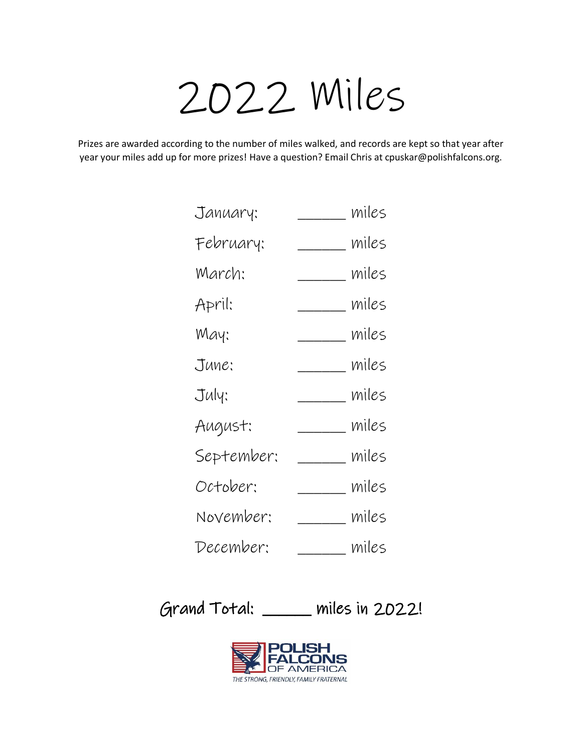# 2022 Miles

Prizes are awarded according to the number of miles walked, and records are kept so that year after year your miles add up for more prizes! Have a question? Email Chris at cpuskar@polishfalcons.org.

January: ______ miles

February: ______ miles

March: ______ miles

April: ______ miles

May: ______ miles

June: ______ miles

July: ______ miles

August: ______ miles

September: ______ miles

October: ______ miles

November: ______ miles

December: ______ miles

**Grand Total: _____ miles in 2022!**

POLISH FALCONS OF AMERICA

*THE STRONG, FRIENDLY, FAMILY FRATERNAL*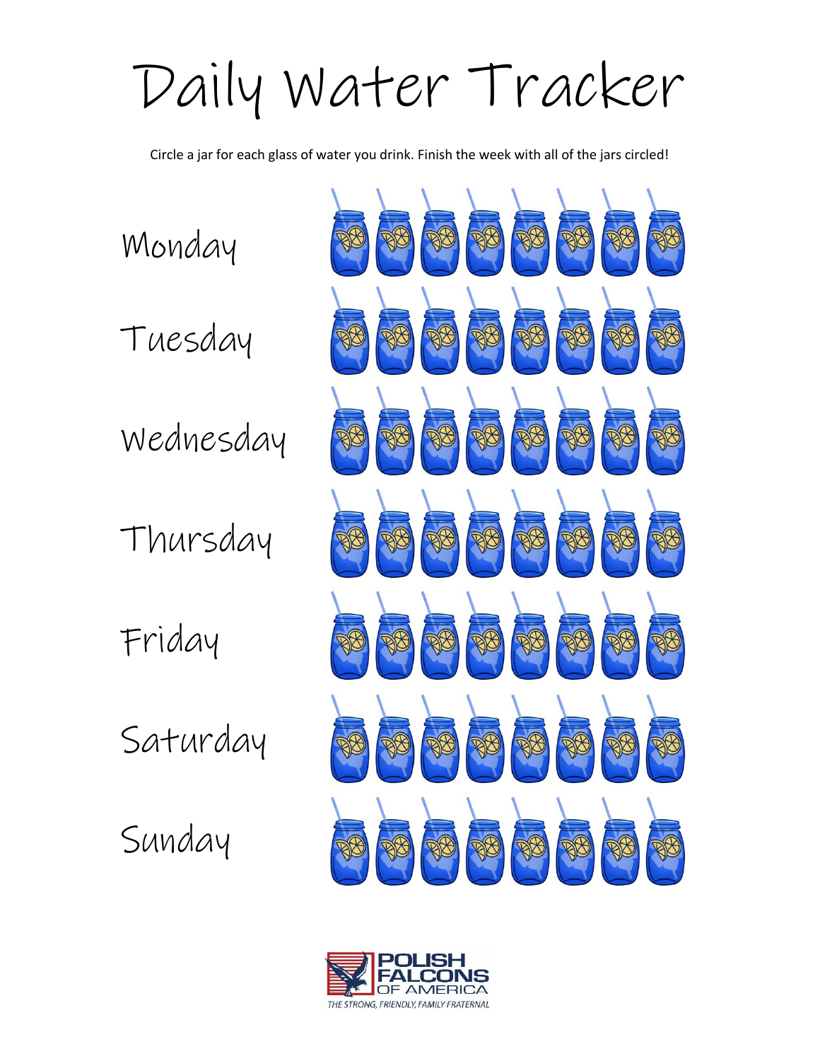# Daily Water Tracker

Circle a jar for each glass of water you drink. Finish the week with all of the jars circled!

Monday

Tuesday

Wednesday

Thursday

Friday

Saturday

Sunday

POLISH FALCONS OF AMERICA

*THE STRONG, FRIENDLY, FAMILY FRATERNAL*